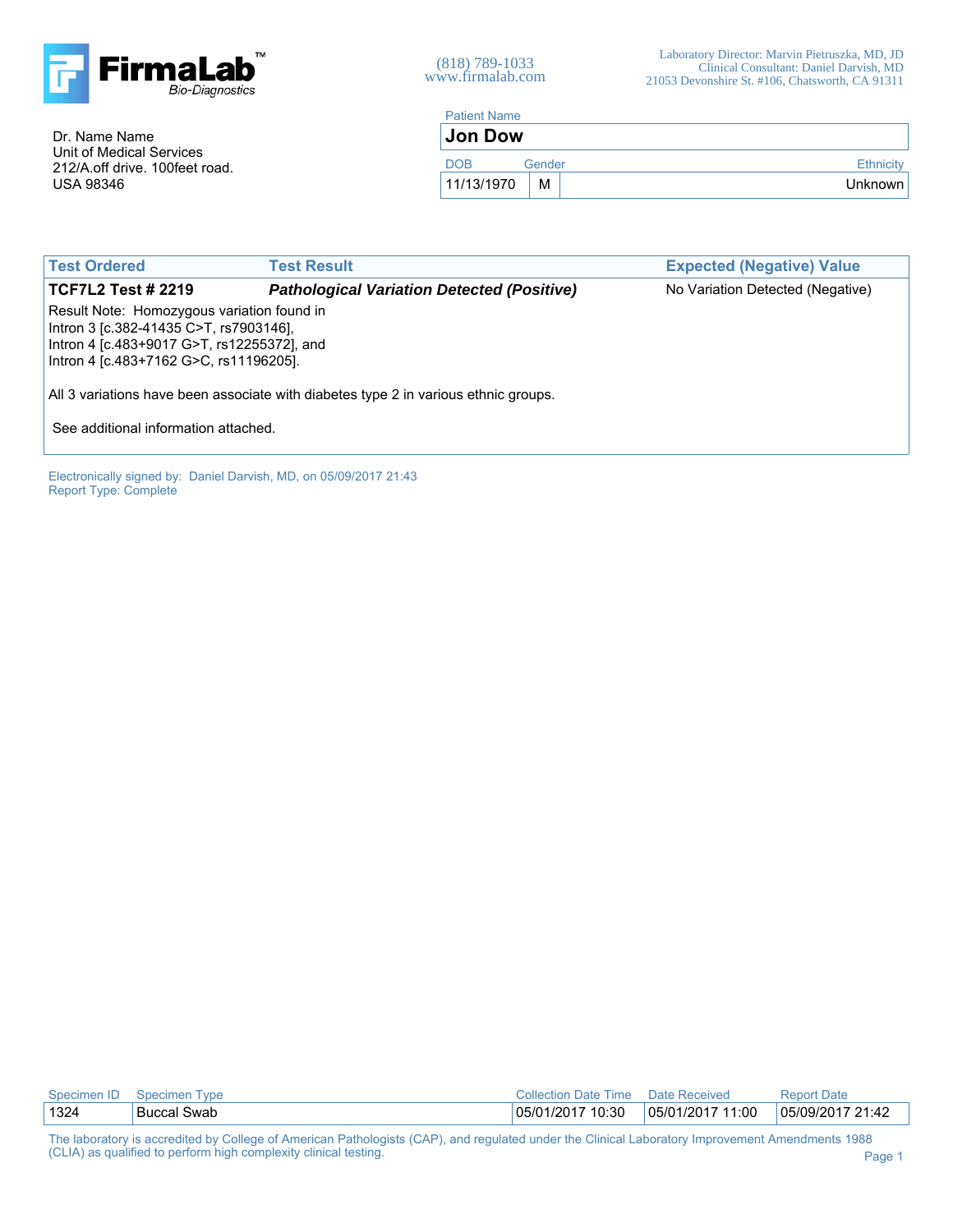**FirmaLab™** Bio-Diagnostics

(818) 789-1033
www.firmalab.com

Laboratory Director: Marvin Pietruszka, MD, JD
Clinical Consultant: Daniel Darvish, MD
21053 Devonshire St. #106, Chatsworth, CA 91311

Dr. Name Name
Unit of Medical Services
212/A.off drive. 100feet road.
USA 98346

| Patient Name | | |
|---|---|---|
| **Jon Dow** | | |
| **DOB** | **Gender** | **Ethnicity** |
| 11/13/1970 | M | Unknown |

| Test Ordered | Test Result | Expected (Negative) Value |
|---|---|---|
| **TCF7L2 Test # 2219** | ***Pathological Variation Detected (Positive)*** | No Variation Detected (Negative) |

Result Note: Homozygous variation found in
Intron 3 [c.382-41435 C>T, rs7903146],
Intron 4 [c.483+9017 G>T, rs12255372], and
Intron 4 [c.483+7162 G>C, rs11196205].

All 3 variations have been associate with diabetes type 2 in various ethnic groups.

See additional information attached.

Electronically signed by: Daniel Darvish, MD, on 05/09/2017 21:43
Report Type: Complete

| Specimen ID | Specimen Type | Collection Date Time | Date Received | Report Date |
|---|---|---|---|---|
| 1324 | Buccal Swab | 05/01/2017 10:30 | 05/01/2017 11:00 | 05/09/2017 21:42 |

The laboratory is accredited by College of American Pathologists (CAP), and regulated under the Clinical Laboratory Improvement Amendments 1988 (CLIA) as qualified to perform high complexity clinical testing.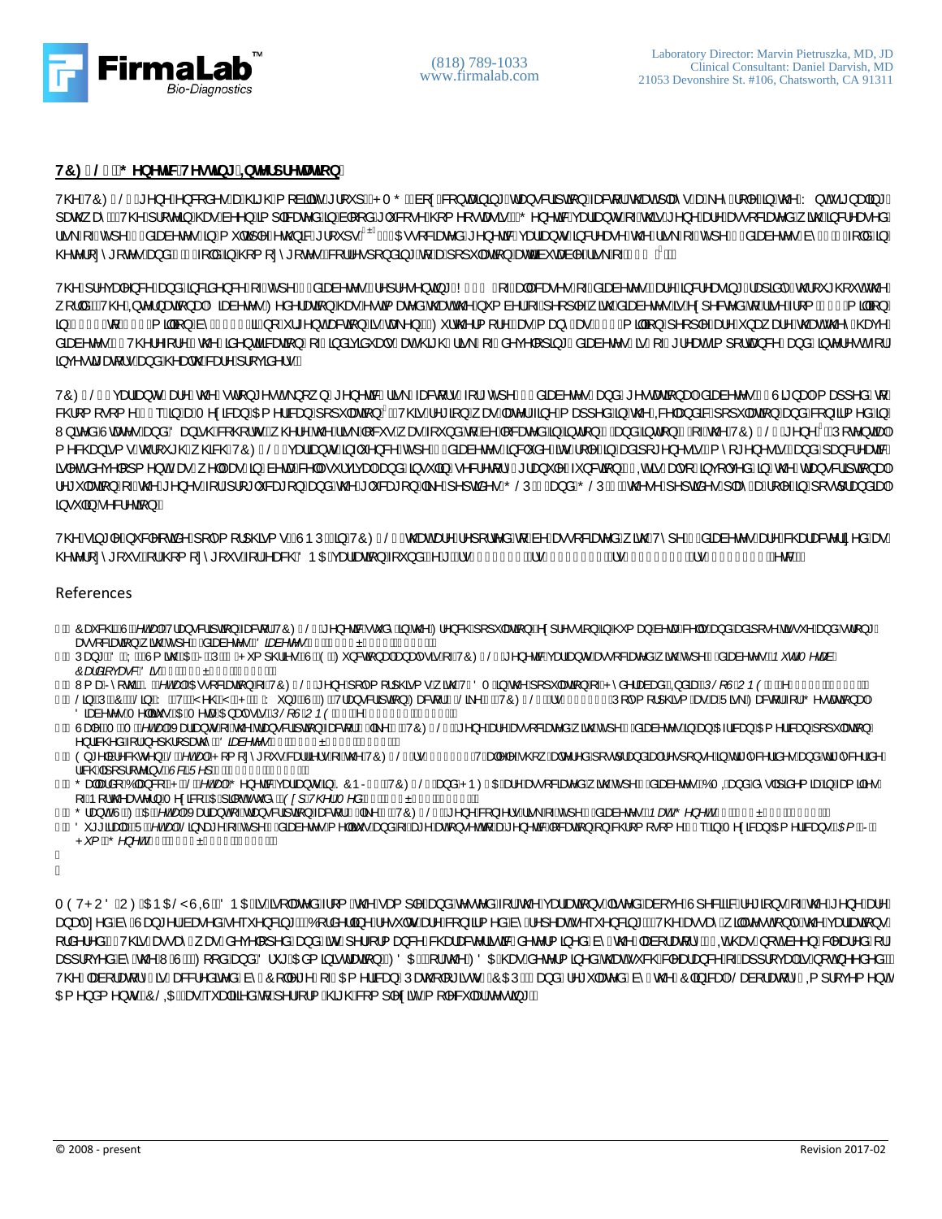## TCF7L2 Genetic Testing Interpretation

The TCF7L2 gene encodes a high mobility group (HMG) box-containing transcription factor that plays a key role in the Wnt signaling pathway. The protein has been implicated in blood glucose homeostasis. Genetic variants of this gene are associated with increased risk of type 2 diabetes in multiple ethnic groups.[1-3] Associated genetic variant increase the risk of type 2 diabetes by 1.45 fold in heterozygotes and 2.41 fold in homozygotes, corresponding to a population attributable risk of 21%.[4]

The prevalence and incidence of type 2 diabetes (representing >90% of all cases of diabetes) are increasing rapidly throughout the world. The International Diabetes Federation (IDF) has estimated that the number of people with diabetes is expected to rise from 366 million in 2011 to 552 million by 2030. Furthermore, as many as 183 million people are unaware that they have diabetes. Therefore, the identification of individuals at high risk of developing diabetes is of great importance and interest for investigators and healthcare providers.

TCF7L2 variants are the strongest known genetic risk factors for type 2 diabetes and gestational diabetes (GDM). Signal mapped to chromosome 10q in a Mexican American population.[4] This region was initially mapped in the Icelandic population and confirmed in United States and Danish cohorts, where the risk locus was found to be located in intron 3 and intron 4 of the TCF7L2 gene.[4] Potential mechanisms through which TCF7L2 variant influence type 2 diabetes include direct role in adipogenesis, myogenesis, and pancreatic islet development as well as in beta cell survival and insulin secretory granule exocytosis. It is also involved in the transcriptional regulation of the genes for proglucagon and the glucagon-like peptides GLP-1 and GLP-2 (these peptides play a role in postprandial insulin secretion).

The single nucleotide polymorphisms (SNPs) in TCF7L2 that are reported to be associated with Type 2 diabetes are characterized as heterozygous or homozygous for each DNA variation found (e.g., rs7903146, rs12255372, rs11196205, etc.).

## References

1. Cauchi S, et al. Transcription factor TCF7L2 genetic study in the French population: expression in human beta-cells and adipose tissue and strong association with type 2 diabetes. *Diabetes*. 2006;55:2903–2908.
2. Pang DX, Smith AJ, Humphries SE. Functional analysis of TCF7L2 genetic variants associated with type 2 diabetes. *Nutr Metab Cardiovasc Dis*. 2013;23:550–556.
3. Uma Jyothi K, et al. Association of TCF7L2 gene polymorphisms with T2DM in the population of Hyderabad, India. *PLoS ONE*. 2013;8:e60212.
4. Lin PC, Lin WT, Yeh YH, Wung SF. Transcription Factor 7-Like 2 (TCF7L2) rs7903146 Polymorphism as a Risk Factor for Gestational Diabetes Mellitus: A Meta-Analysis. *PLoS ONE*. 2016;11:e0153044.
5. Sale MM, et al. Variants of the transcription factor 7-like 2 (TCF7L2) gene are associated with type 2 diabetes in an African-American population enriched for nephropathy. *Diabetes*. 2007;56:2638–2642.
6. Engelbrechtsen L, et al. Homozygous carriers of the TCF7L2 rs7903146 T-allele show altered postprandial response in triglycerides and triglyceride-rich lipoproteins. *Sci Rep*. 2017;7:43128.
7. Gallardo Blanco HL, et al. Genetic variants in KCNJ11, TCF7L2 and HNF4A are associated with type 2 diabetes, BMI and dyslipidemia in families of Northeastern Mexico: A pilot study. *Exp Ther Med*. 2017.
8. Grant SFA, et al. Variant of transcription factor 7-like 2 (TCF7L2) gene confers risk of type 2 diabetes. *Nat Genet*. 2006;38:320–323.
9. Duggirala R, et al. Linkage of type 2 diabetes mellitus and of age at onset to a genetic location on chromosome 10q in Mexican Americans. *Am J Hum Genet*. 1999;64:1127–1140.

METHODOLOGY/ANALYSIS: DNA is isolated from the sample and tested for the variations listed above. Specific regions of the gene are amplified by Sanger based sequencing (BigDye terminator). Results are confirmed by repeat sequencing. The assay was developed and its performance characteristics determined by the laboratory. It has not been cleared or approved by the U.S. Food and Drug Administration (FDA). FDA has determined that such clearance or approval is not necessary. The laboratory is accredited by College of American Pathologists (CAP) and regulated by Clinical Laboratory Improvement Amendments (CLIA) as qualified to perform high complexity clinical testing.